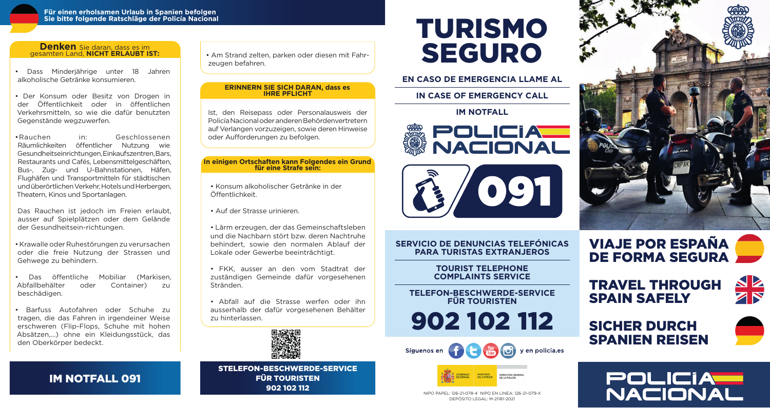**Für einen erholsamen Urlaub in Spanien befolgen Sie bitte folgende Ratschläge der Policía Nacional**

**Denken** Sie daran, dass es im gesamten Land, **NICHT ERLAUBT IST:**

- Dass Minderjährige unter 18 Jahren alkoholische Getränke konsumieren.
- Der Konsum oder Besitz von Drogen in der Öffentlichkeit oder in öffentlichen Verkehrsmitteln, so wie die dafür benutzten Gegenstände wegzuwerfen.
- Rauchen in: Geschlossenen Räumlichkeiten öffentlicher Nutzung wie Gesundheitseinrichtungen, Einkaufszentren, Bars, Restaurants und Cafés, Lebensmittelgeschäften, Bus-, Zug- und U-Bahnstationen, Häfen, Flughäfen und Transportmitteln für städtischen und überörtlichen Verkehr, Hotels und Herbergen, Theatern, Kinos und Sportanlagen.

  Das Rauchen ist jedoch im Freien erlaubt, ausser auf Spielplätzen oder dem Gelände der Gesundheitsein-richtungen.
- Krawalle oder Ruhestörungen zu verursachen oder die freie Nutzung der Strassen und Gehwege zu behindern.
- Das öffentliche Mobiliar (Markisen, Abfallbehälter oder Container) zu beschädigen.
- Barfuss Autofahren oder Schuhe zu tragen, die das Fahren in irgendeiner Weise erschweren (Flip-Flops, Schuhe mit hohen Absätzen,...) ohne ein Kleidungsstück, das den Oberkörper bedeckt.
- Am Strand zelten, parken oder diesen mit Fahrzeugen befahren.

**IM NOTFALL 091**

**ERINNERN SIE SICH DARAN, dass es IHRE PFLICHT**

Ist, den Reisepass oder Personalausweis der Policía Nacional oder anderen Behördenvertretern auf Verlangen vorzuzeigen, sowie deren Hinweise oder Aufforderungen zu befolgen.

**In einigen Ortschaften kann Folgendes ein Grund für eine Strafe sein:**

- Konsum alkoholischer Getränke in der Öffentlichkeit.
- Auf der Strasse urinieren.
- Lärm erzeugen, der das Gemeinschaftsleben und die Nachbarn stört bzw. deren Nachtruhe behindert, sowie den normalen Ablauf der Lokale oder Gewerbe beeinträchtigt.
- FKK, ausser an den vom Stadtrat der zuständigen Gemeinde dafür vorgesehenen Stränden.
- Abfall auf die Strasse werfen oder ihn ausserhalb der dafür vorgesehenen Behälter zu hinterlassen.

**STELEFON-BESCHWERDE-SERVICE FÜR TOURISTEN 902 102 112**

# TURISMO SEGURO

**EN CASO DE EMERGENCIA LLAME AL**

**IN CASE OF EMERGENCY CALL**

**IM NOTFALL**

**POLICÍA NACIONAL**

**091**

**SERVICIO DE DENUNCIAS TELEFÓNICAS PARA TURISTAS EXTRANJEROS**

**TOURIST TELEPHONE COMPLAINTS SERVICE**

**TELEFON-BESCHWERDE-SERVICE FÜR TOURISTEN**

# 902 102 112

Síguenos en y en policia.es

GOBIERNO DE ESPAÑA · MINISTERIO DEL INTERIOR · DIRECCIÓN GENERAL DE LA POLICÍA

NIPO PAPEL: 126-21-078-4 NIPO EN LINEA: 126-21-079-X
DEPÓSITO LEGAL: M-21181-2021

## VIAJE POR ESPAÑA DE FORMA SEGURA

## TRAVEL THROUGH SPAIN SAFELY

## SICHER DURCH SPANIEN REISEN

**POLICÍA NACIONAL**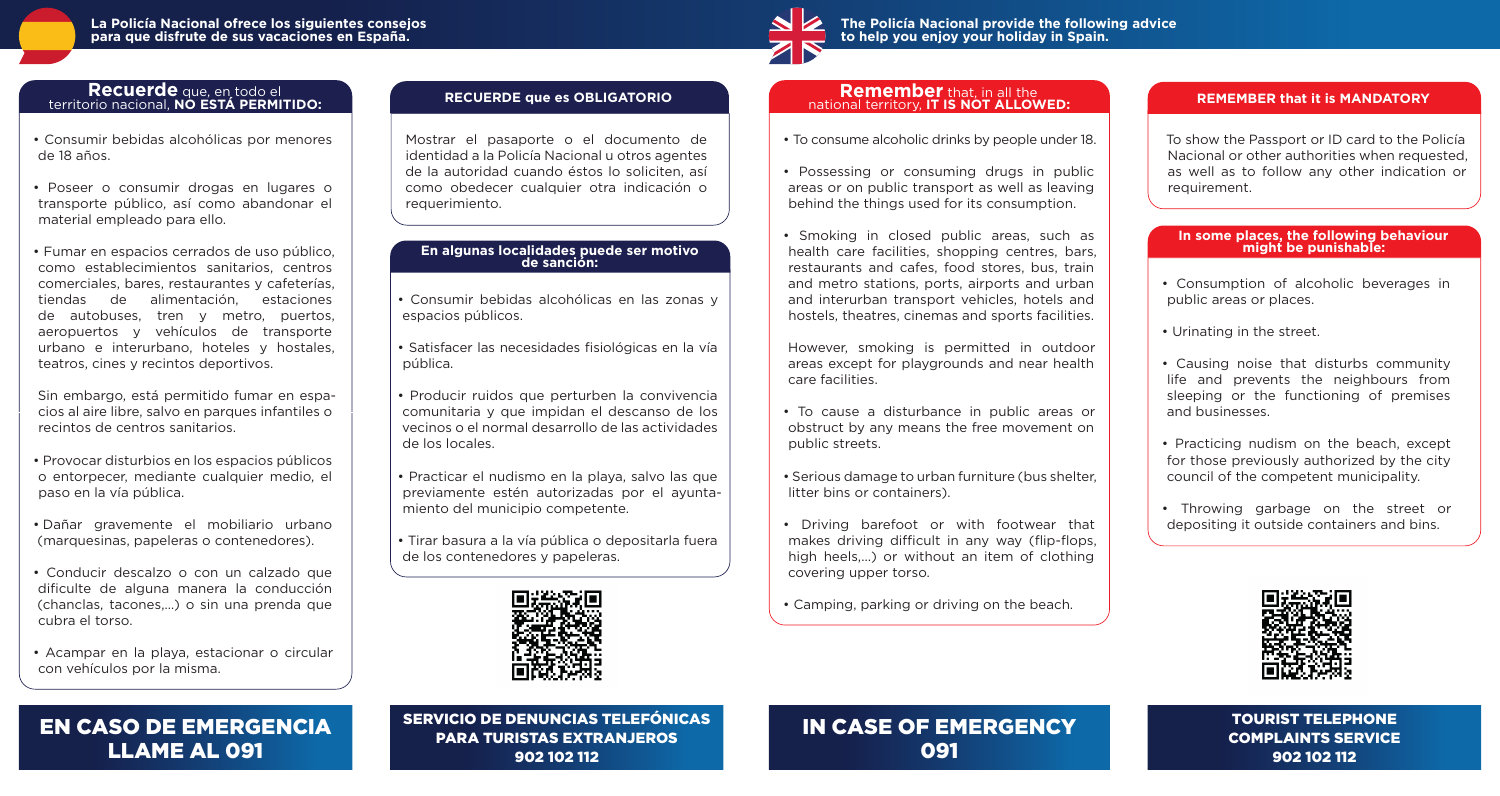La Policía Nacional ofrece los siguientes consejos para que disfrute de sus vacaciones en España.

## **Recuerde** que, en todo el territorio nacional, **NO ESTÁ PERMITIDO:**

- Consumir bebidas alcohólicas por menores de 18 años.
- Poseer o consumir drogas en lugares o transporte público, así como abandonar el material empleado para ello.
- Fumar en espacios cerrados de uso público, como establecimientos sanitarios, centros comerciales, bares, restaurantes y cafeterías, tiendas de alimentación, estaciones de autobuses, tren y metro, puertos, aeropuertos y vehículos de transporte urbano e interurbano, hoteles y hostales, teatros, cines y recintos deportivos.

  Sin embargo, está permitido fumar en espacios al aire libre, salvo en parques infantiles o recintos de centros sanitarios.
- Provocar disturbios en los espacios públicos o entorpecer, mediante cualquier medio, el paso en la vía pública.
- Dañar gravemente el mobiliario urbano (marquesinas, papeleras o contenedores).
- Conducir descalzo o con un calzado que dificulte de alguna manera la conducción (chanclas, tacones,...) o sin una prenda que cubra el torso.
- Acampar en la playa, estacionar o circular con vehículos por la misma.

## RECUERDE que es OBLIGATORIO

Mostrar el pasaporte o el documento de identidad a la Policía Nacional u otros agentes de la autoridad cuando éstos lo soliciten, así como obedecer cualquier otra indicación o requerimiento.

## En algunas localidades puede ser motivo de sanción:

- Consumir bebidas alcohólicas en las zonas y espacios públicos.
- Satisfacer las necesidades fisiológicas en la vía pública.
- Producir ruidos que perturben la convivencia comunitaria y que impidan el descanso de los vecinos o el normal desarrollo de las actividades de los locales.
- Practicar el nudismo en la playa, salvo las que previamente estén autorizadas por el ayuntamiento del municipio competente.
- Tirar basura a la vía pública o depositarla fuera de los contenedores y papeleras.

## EN CASO DE EMERGENCIA LLAME AL 091

**SERVICIO DE DENUNCIAS TELEFÓNICAS PARA TURISTAS EXTRANJEROS**
**902 102 112**

The Policía Nacional provide the following advice to help you enjoy your holiday in Spain.

## **Remember** that, in all the national territory, **IT IS NOT ALLOWED:**

- To consume alcoholic drinks by people under 18.
- Possessing or consuming drugs in public areas or on public transport as well as leaving behind the things used for its consumption.
- Smoking in closed public areas, such as health care facilities, shopping centres, bars, restaurants and cafes, food stores, bus, train and metro stations, ports, airports and urban and interurban transport vehicles, hotels and hostels, theatres, cinemas and sports facilities.

  However, smoking is permitted in outdoor areas except for playgrounds and near health care facilities.
- To cause a disturbance in public areas or obstruct by any means the free movement on public streets.
- Serious damage to urban furniture (bus shelter, litter bins or containers).
- Driving barefoot or with footwear that makes driving difficult in any way (flip-flops, high heels,...) or without an item of clothing covering upper torso.
- Camping, parking or driving on the beach.

## REMEMBER that it is MANDATORY

To show the Passport or ID card to the Policía Nacional or other authorities when requested, as well as to follow any other indication or requirement.

## In some places, the following behaviour might be punishable:

- Consumption of alcoholic beverages in public areas or places.
- Urinating in the street.
- Causing noise that disturbs community life and prevents the neighbours from sleeping or the functioning of premises and businesses.
- Practicing nudism on the beach, except for those previously authorized by the city council of the competent municipality.
- Throwing garbage on the street or depositing it outside containers and bins.

## IN CASE OF EMERGENCY 091

**TOURIST TELEPHONE COMPLAINTS SERVICE**
**902 102 112**